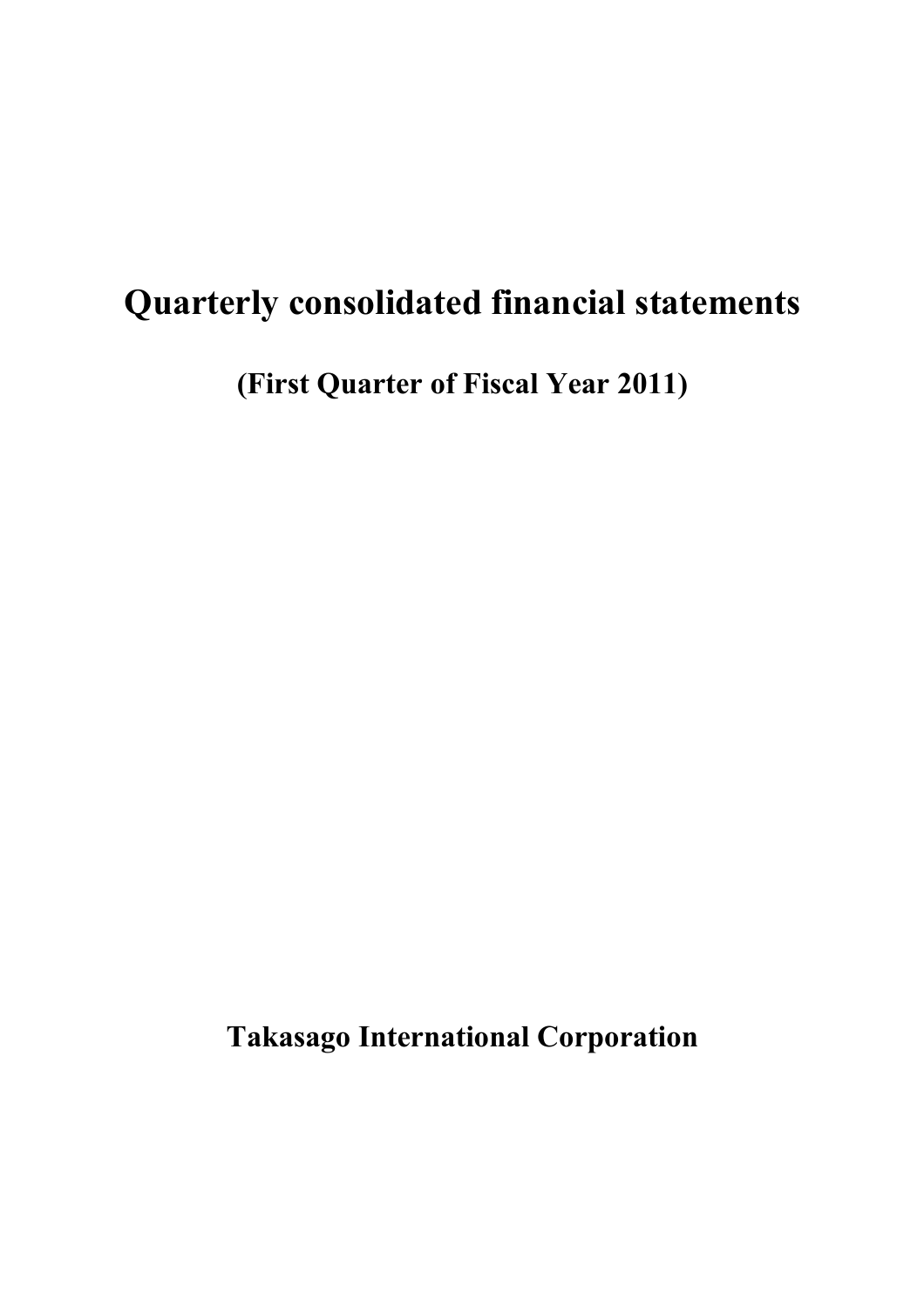# Quarterly consolidated financial statements

## (First Quarter of Fiscal Year 2011)

**Takasago International Corporation**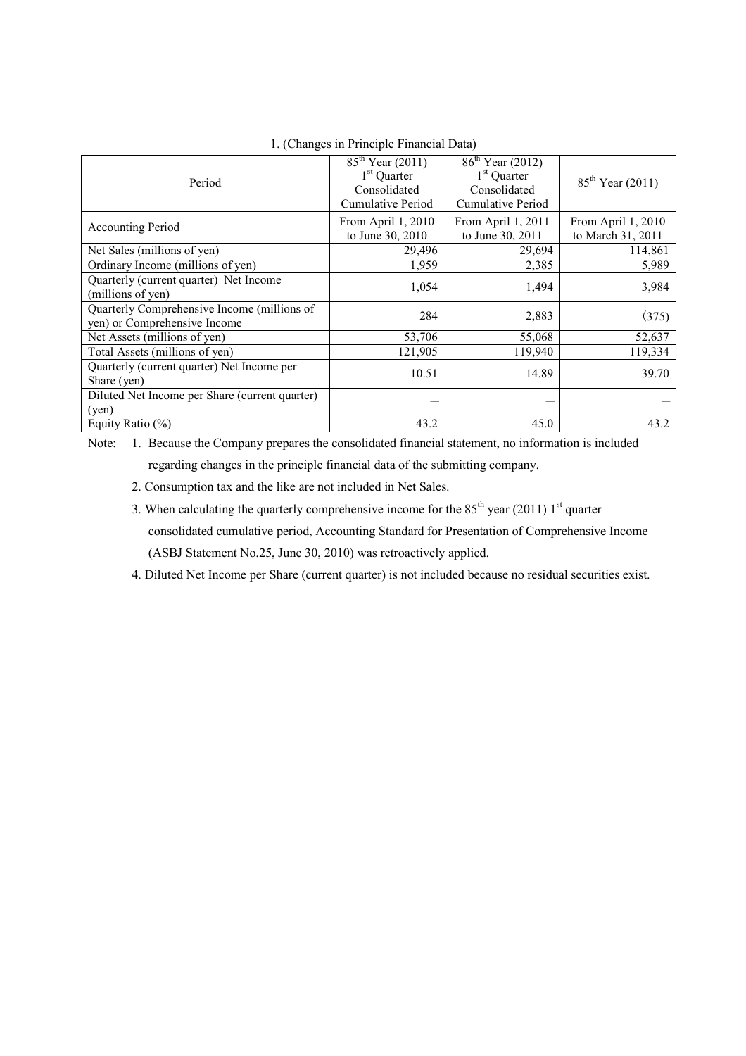1. (Changes in Principle Financial Data)

| Period | 85th Year (2011) 1st Quarter Consolidated Cumulative Period | 86th Year (2012) 1st Quarter Consolidated Cumulative Period | 85th Year (2011) |
|---|---|---|---|
| Accounting Period | From April 1, 2010 to June 30, 2010 | From April 1, 2011 to June 30, 2011 | From April 1, 2010 to March 31, 2011 |
| Net Sales (millions of yen) | 29,496 | 29,694 | 114,861 |
| Ordinary Income (millions of yen) | 1,959 | 2,385 | 5,989 |
| Quarterly (current quarter) Net Income (millions of yen) | 1,054 | 1,494 | 3,984 |
| Quarterly Comprehensive Income (millions of yen) or Comprehensive Income | 284 | 2,883 | (375) |
| Net Assets (millions of yen) | 53,706 | 55,068 | 52,637 |
| Total Assets (millions of yen) | 121,905 | 119,940 | 119,334 |
| Quarterly (current quarter) Net Income per Share (yen) | 10.51 | 14.89 | 39.70 |
| Diluted Net Income per Share (current quarter) (yen) | — | — | — |
| Equity Ratio (%) | 43.2 | 45.0 | 43.2 |

Note:

1. Because the Company prepares the consolidated financial statement, no information is included regarding changes in the principle financial data of the submitting company.
2. Consumption tax and the like are not included in Net Sales.
3. When calculating the quarterly comprehensive income for the 85th year (2011) 1st quarter consolidated cumulative period, Accounting Standard for Presentation of Comprehensive Income (ASBJ Statement No.25, June 30, 2010) was retroactively applied.
4. Diluted Net Income per Share (current quarter) is not included because no residual securities exist.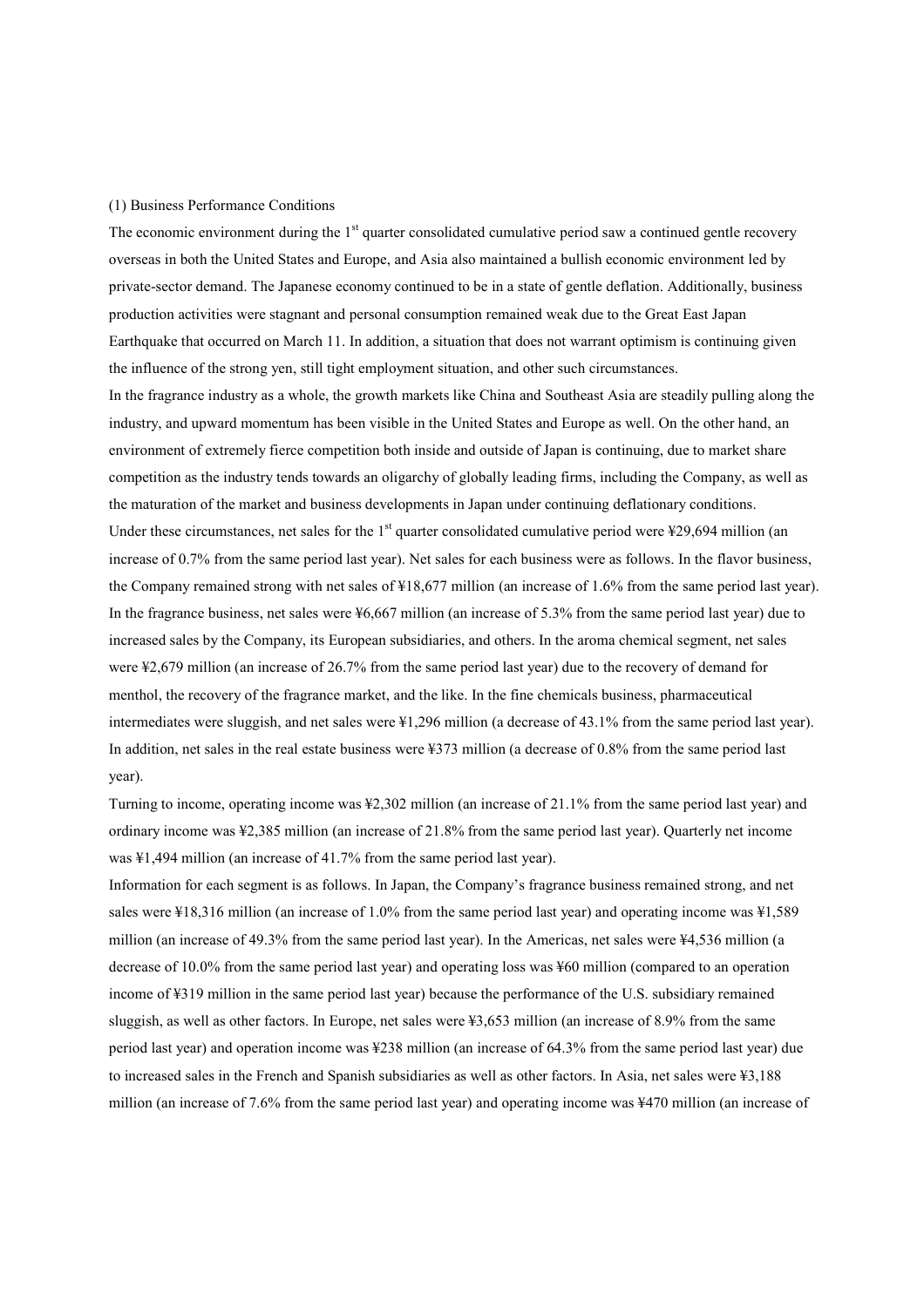(1) Business Performance Conditions

The economic environment during the 1st quarter consolidated cumulative period saw a continued gentle recovery overseas in both the United States and Europe, and Asia also maintained a bullish economic environment led by private-sector demand. The Japanese economy continued to be in a state of gentle deflation. Additionally, business production activities were stagnant and personal consumption remained weak due to the Great East Japan Earthquake that occurred on March 11. In addition, a situation that does not warrant optimism is continuing given the influence of the strong yen, still tight employment situation, and other such circumstances.

In the fragrance industry as a whole, the growth markets like China and Southeast Asia are steadily pulling along the industry, and upward momentum has been visible in the United States and Europe as well. On the other hand, an environment of extremely fierce competition both inside and outside of Japan is continuing, due to market share competition as the industry tends towards an oligarchy of globally leading firms, including the Company, as well as the maturation of the market and business developments in Japan under continuing deflationary conditions.

Under these circumstances, net sales for the 1st quarter consolidated cumulative period were ¥29,694 million (an increase of 0.7% from the same period last year). Net sales for each business were as follows. In the flavor business, the Company remained strong with net sales of ¥18,677 million (an increase of 1.6% from the same period last year). In the fragrance business, net sales were ¥6,667 million (an increase of 5.3% from the same period last year) due to increased sales by the Company, its European subsidiaries, and others. In the aroma chemical segment, net sales were ¥2,679 million (an increase of 26.7% from the same period last year) due to the recovery of demand for menthol, the recovery of the fragrance market, and the like. In the fine chemicals business, pharmaceutical intermediates were sluggish, and net sales were ¥1,296 million (a decrease of 43.1% from the same period last year). In addition, net sales in the real estate business were ¥373 million (a decrease of 0.8% from the same period last year).

Turning to income, operating income was ¥2,302 million (an increase of 21.1% from the same period last year) and ordinary income was ¥2,385 million (an increase of 21.8% from the same period last year). Quarterly net income was ¥1,494 million (an increase of 41.7% from the same period last year).

Information for each segment is as follows. In Japan, the Company's fragrance business remained strong, and net sales were ¥18,316 million (an increase of 1.0% from the same period last year) and operating income was ¥1,589 million (an increase of 49.3% from the same period last year). In the Americas, net sales were ¥4,536 million (a decrease of 10.0% from the same period last year) and operating loss was ¥60 million (compared to an operation income of ¥319 million in the same period last year) because the performance of the U.S. subsidiary remained sluggish, as well as other factors. In Europe, net sales were ¥3,653 million (an increase of 8.9% from the same period last year) and operation income was ¥238 million (an increase of 64.3% from the same period last year) due to increased sales in the French and Spanish subsidiaries as well as other factors. In Asia, net sales were ¥3,188 million (an increase of 7.6% from the same period last year) and operating income was ¥470 million (an increase of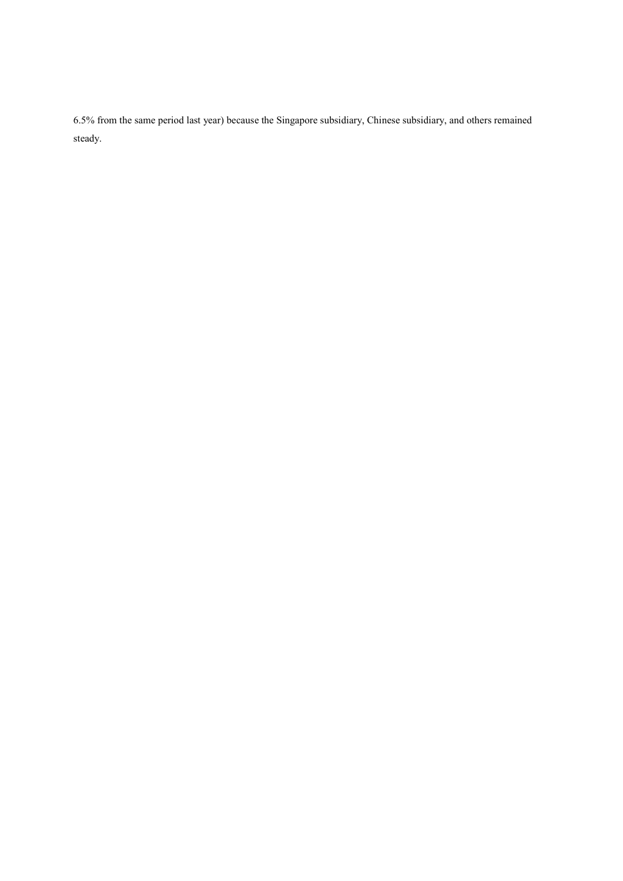6.5% from the same period last year) because the Singapore subsidiary, Chinese subsidiary, and others remained steady.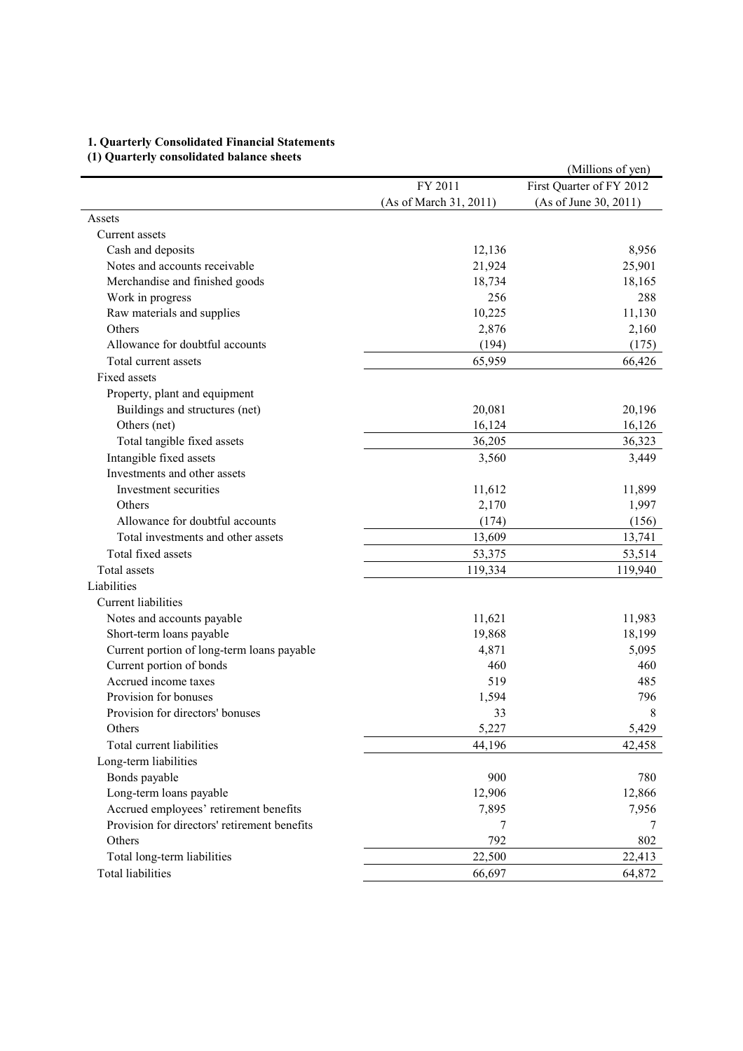## 1. Quarterly Consolidated Financial Statements

### (1) Quarterly consolidated balance sheets

(Millions of yen)

| | FY 2011 (As of March 31, 2011) | First Quarter of FY 2012 (As of June 30, 2011) |
|---|---|---|
| Assets | | |
| Current assets | | |
| Cash and deposits | 12,136 | 8,956 |
| Notes and accounts receivable | 21,924 | 25,901 |
| Merchandise and finished goods | 18,734 | 18,165 |
| Work in progress | 256 | 288 |
| Raw materials and supplies | 10,225 | 11,130 |
| Others | 2,876 | 2,160 |
| Allowance for doubtful accounts | (194) | (175) |
| Total current assets | 65,959 | 66,426 |
| Fixed assets | | |
| Property, plant and equipment | | |
| Buildings and structures (net) | 20,081 | 20,196 |
| Others (net) | 16,124 | 16,126 |
| Total tangible fixed assets | 36,205 | 36,323 |
| Intangible fixed assets | 3,560 | 3,449 |
| Investments and other assets | | |
| Investment securities | 11,612 | 11,899 |
| Others | 2,170 | 1,997 |
| Allowance for doubtful accounts | (174) | (156) |
| Total investments and other assets | 13,609 | 13,741 |
| Total fixed assets | 53,375 | 53,514 |
| Total assets | 119,334 | 119,940 |
| Liabilities | | |
| Current liabilities | | |
| Notes and accounts payable | 11,621 | 11,983 |
| Short-term loans payable | 19,868 | 18,199 |
| Current portion of long-term loans payable | 4,871 | 5,095 |
| Current portion of bonds | 460 | 460 |
| Accrued income taxes | 519 | 485 |
| Provision for bonuses | 1,594 | 796 |
| Provision for directors' bonuses | 33 | 8 |
| Others | 5,227 | 5,429 |
| Total current liabilities | 44,196 | 42,458 |
| Long-term liabilities | | |
| Bonds payable | 900 | 780 |
| Long-term loans payable | 12,906 | 12,866 |
| Accrued employees' retirement benefits | 7,895 | 7,956 |
| Provision for directors' retirement benefits | 7 | 7 |
| Others | 792 | 802 |
| Total long-term liabilities | 22,500 | 22,413 |
| Total liabilities | 66,697 | 64,872 |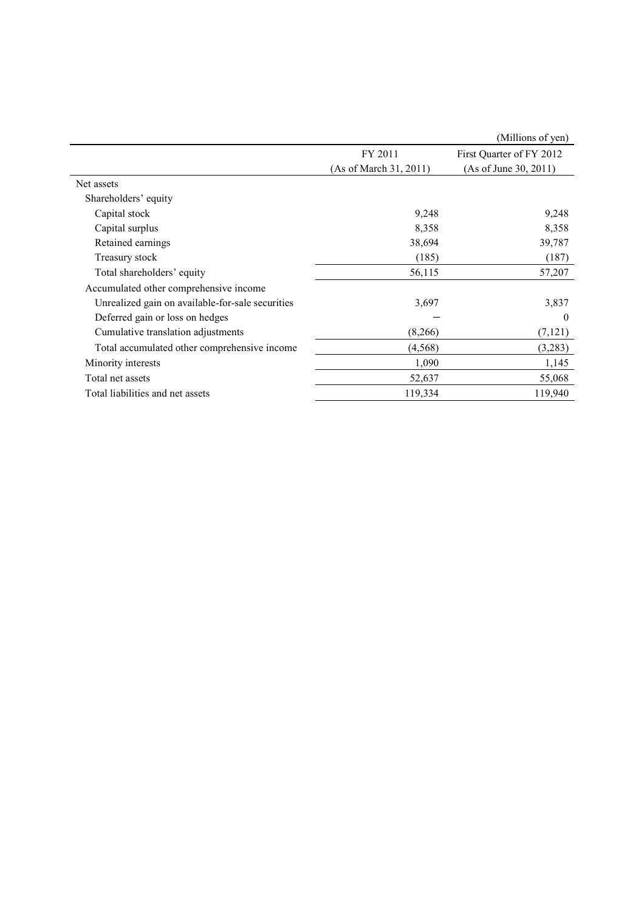(Millions of yen)

| | FY 2011 (As of March 31, 2011) | First Quarter of FY 2012 (As of June 30, 2011) |
|---|---|---|
| Net assets | | |
| Shareholders' equity | | |
| Capital stock | 9,248 | 9,248 |
| Capital surplus | 8,358 | 8,358 |
| Retained earnings | 38,694 | 39,787 |
| Treasury stock | (185) | (187) |
| Total shareholders' equity | 56,115 | 57,207 |
| Accumulated other comprehensive income | | |
| Unrealized gain on available-for-sale securities | 3,697 | 3,837 |
| Deferred gain or loss on hedges | − | 0 |
| Cumulative translation adjustments | (8,266) | (7,121) |
| Total accumulated other comprehensive income | (4,568) | (3,283) |
| Minority interests | 1,090 | 1,145 |
| Total net assets | 52,637 | 55,068 |
| Total liabilities and net assets | 119,334 | 119,940 |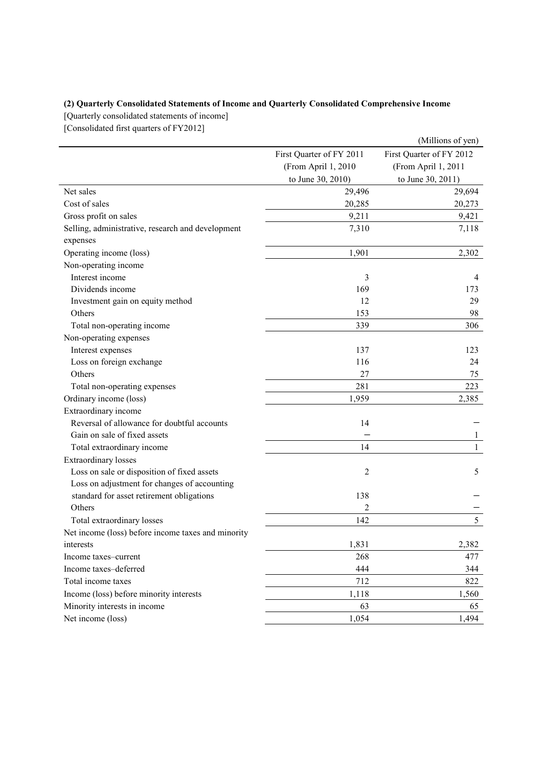**(2) Quarterly Consolidated Statements of Income and Quarterly Consolidated Comprehensive Income**

[Quarterly consolidated statements of income]

[Consolidated first quarters of FY2012]

(Millions of yen)

| | First Quarter of FY 2011 (From April 1, 2010 to June 30, 2010) | First Quarter of FY 2012 (From April 1, 2011 to June 30, 2011) |
|---|---|---|
| Net sales | 29,496 | 29,694 |
| Cost of sales | 20,285 | 20,273 |
| Gross profit on sales | 9,211 | 9,421 |
| Selling, administrative, research and development expenses | 7,310 | 7,118 |
| Operating income (loss) | 1,901 | 2,302 |
| Non-operating income | | |
| Interest income | 3 | 4 |
| Dividends income | 169 | 173 |
| Investment gain on equity method | 12 | 29 |
| Others | 153 | 98 |
| Total non-operating income | 339 | 306 |
| Non-operating expenses | | |
| Interest expenses | 137 | 123 |
| Loss on foreign exchange | 116 | 24 |
| Others | 27 | 75 |
| Total non-operating expenses | 281 | 223 |
| Ordinary income (loss) | 1,959 | 2,385 |
| Extraordinary income | | |
| Reversal of allowance for doubtful accounts | 14 | − |
| Gain on sale of fixed assets | − | 1 |
| Total extraordinary income | 14 | 1 |
| Extraordinary losses | | |
| Loss on sale or disposition of fixed assets | 2 | 5 |
| Loss on adjustment for changes of accounting standard for asset retirement obligations | 138 | − |
| Others | 2 | − |
| Total extraordinary losses | 142 | 5 |
| Net income (loss) before income taxes and minority interests | 1,831 | 2,382 |
| Income taxes–current | 268 | 477 |
| Income taxes–deferred | 444 | 344 |
| Total income taxes | 712 | 822 |
| Income (loss) before minority interests | 1,118 | 1,560 |
| Minority interests in income | 63 | 65 |
| Net income (loss) | 1,054 | 1,494 |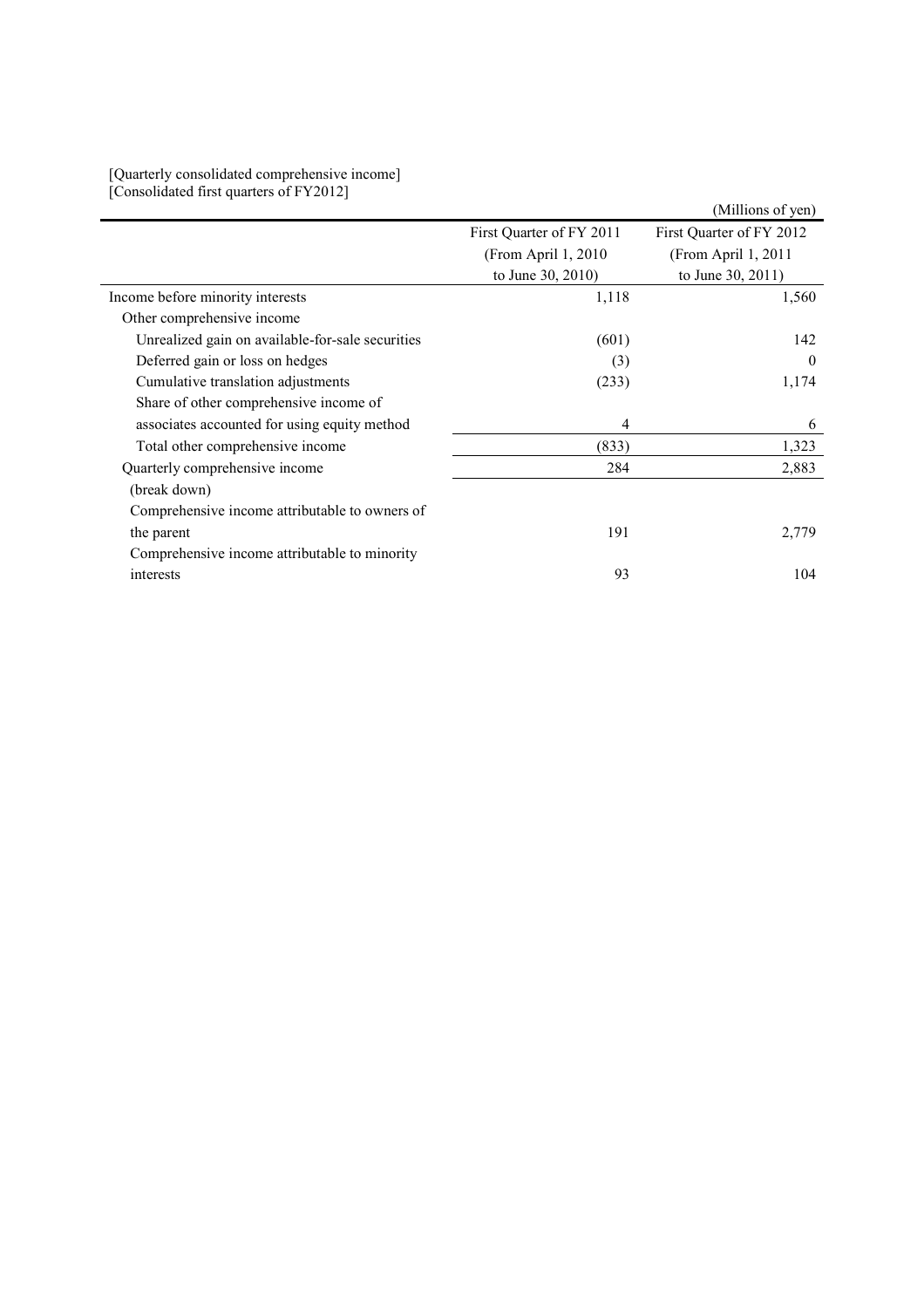[Quarterly consolidated comprehensive income]
[Consolidated first quarters of FY2012]

(Millions of yen)

| | First Quarter of FY 2011 (From April 1, 2010 to June 30, 2010) | First Quarter of FY 2012 (From April 1, 2011 to June 30, 2011) |
|---|---|---|
| Income before minority interests | 1,118 | 1,560 |
| Other comprehensive income | | |
| Unrealized gain on available-for-sale securities | (601) | 142 |
| Deferred gain or loss on hedges | (3) | 0 |
| Cumulative translation adjustments | (233) | 1,174 |
| Share of other comprehensive income of associates accounted for using equity method | 4 | 6 |
| Total other comprehensive income | (833) | 1,323 |
| Quarterly comprehensive income | 284 | 2,883 |
| (break down) | | |
| Comprehensive income attributable to owners of the parent | 191 | 2,779 |
| Comprehensive income attributable to minority interests | 93 | 104 |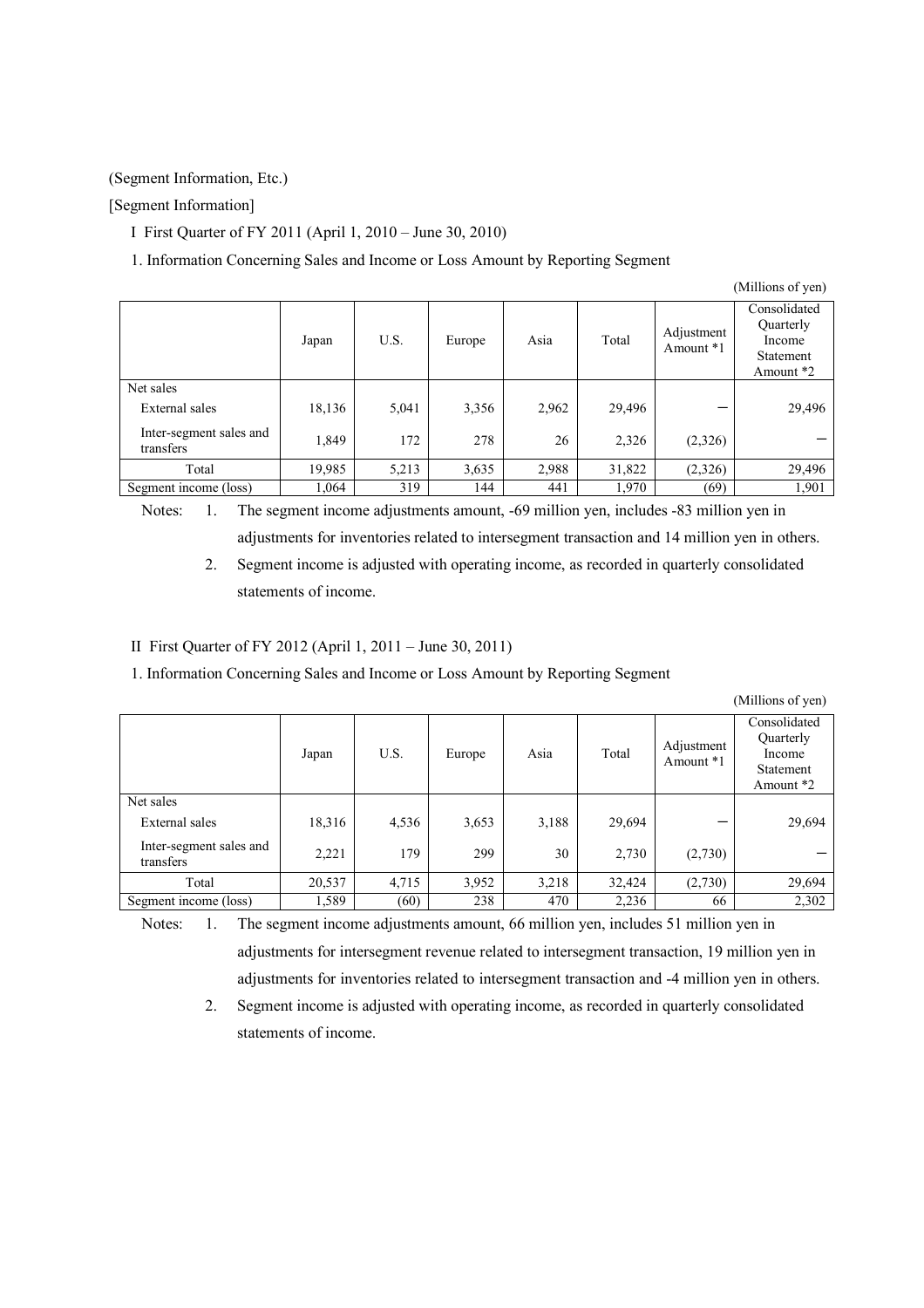(Segment Information, Etc.)

[Segment Information]

I First Quarter of FY 2011 (April 1, 2010 – June 30, 2010)

1. Information Concerning Sales and Income or Loss Amount by Reporting Segment

(Millions of yen)

| | Japan | U.S. | Europe | Asia | Total | Adjustment Amount *1 | Consolidated Quarterly Income Statement Amount *2 |
|---|---|---|---|---|---|---|---|
| Net sales | | | | | | | |
| External sales | 18,136 | 5,041 | 3,356 | 2,962 | 29,496 | － | 29,496 |
| Inter-segment sales and transfers | 1,849 | 172 | 278 | 26 | 2,326 | (2,326) | － |
| Total | 19,985 | 5,213 | 3,635 | 2,988 | 31,822 | (2,326) | 29,496 |
| Segment income (loss) | 1,064 | 319 | 144 | 441 | 1,970 | (69) | 1,901 |

Notes:
1. The segment income adjustments amount, -69 million yen, includes -83 million yen in adjustments for inventories related to intersegment transaction and 14 million yen in others.
2. Segment income is adjusted with operating income, as recorded in quarterly consolidated statements of income.

II First Quarter of FY 2012 (April 1, 2011 – June 30, 2011)

1. Information Concerning Sales and Income or Loss Amount by Reporting Segment

(Millions of yen)

| | Japan | U.S. | Europe | Asia | Total | Adjustment Amount *1 | Consolidated Quarterly Income Statement Amount *2 |
|---|---|---|---|---|---|---|---|
| Net sales | | | | | | | |
| External sales | 18,316 | 4,536 | 3,653 | 3,188 | 29,694 | － | 29,694 |
| Inter-segment sales and transfers | 2,221 | 179 | 299 | 30 | 2,730 | (2,730) | － |
| Total | 20,537 | 4,715 | 3,952 | 3,218 | 32,424 | (2,730) | 29,694 |
| Segment income (loss) | 1,589 | (60) | 238 | 470 | 2,236 | 66 | 2,302 |

Notes:
1. The segment income adjustments amount, 66 million yen, includes 51 million yen in adjustments for intersegment revenue related to intersegment transaction, 19 million yen in adjustments for inventories related to intersegment transaction and -4 million yen in others.
2. Segment income is adjusted with operating income, as recorded in quarterly consolidated statements of income.